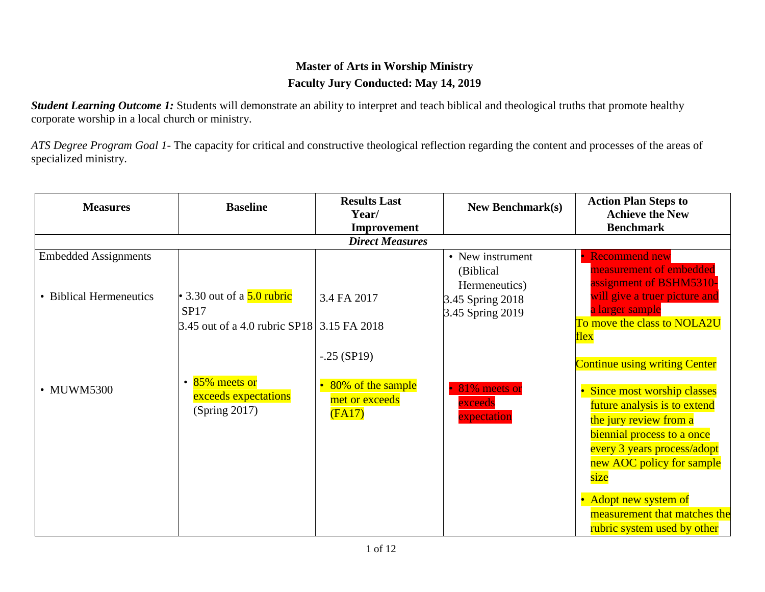**Master of Arts in Worship Ministry**

**Faculty Jury Conducted: May 14, 2019**

***Student Learning Outcome 1:*** Students will demonstrate an ability to interpret and teach biblical and theological truths that promote healthy corporate worship in a local church or ministry.

*ATS Degree Program Goal 1*- The capacity for critical and constructive theological reflection regarding the content and processes of the areas of specialized ministry.

| Measures | Baseline | Results Last Year/ Improvement | New Benchmark(s) | Action Plan Steps to Achieve the New Benchmark |
|---|---|---|---|---|
| ***Direct Measures*** | | | | |
| Embedded Assignments<br>• Biblical Hermeneutics | • 3.30 out of a 5.0 rubric SP17<br>3.45 out of a 4.0 rubric SP18 | 3.4 FA 2017<br>3.15 FA 2018<br>-.25 (SP19) | • New instrument (Biblical Hermeneutics)<br>3.45 Spring 2018<br>3.45 Spring 2019 | • Recommend new measurement of embedded assignment of BSHM5310- will give a truer picture and a larger sample<br>To move the class to NOLA2U flex<br>Continue using writing Center |
| • MUWM5300 | • 85% meets or exceeds expectations (Spring 2017) | • 80% of the sample met or exceeds (FA17) | • 81% meets or exceeds expectation | • Since most worship classes future analysis is to extend the jury review from a biennial process to a once every 3 years process/adopt new AOC policy for sample size<br>• Adopt new system of measurement that matches the rubric system used by other |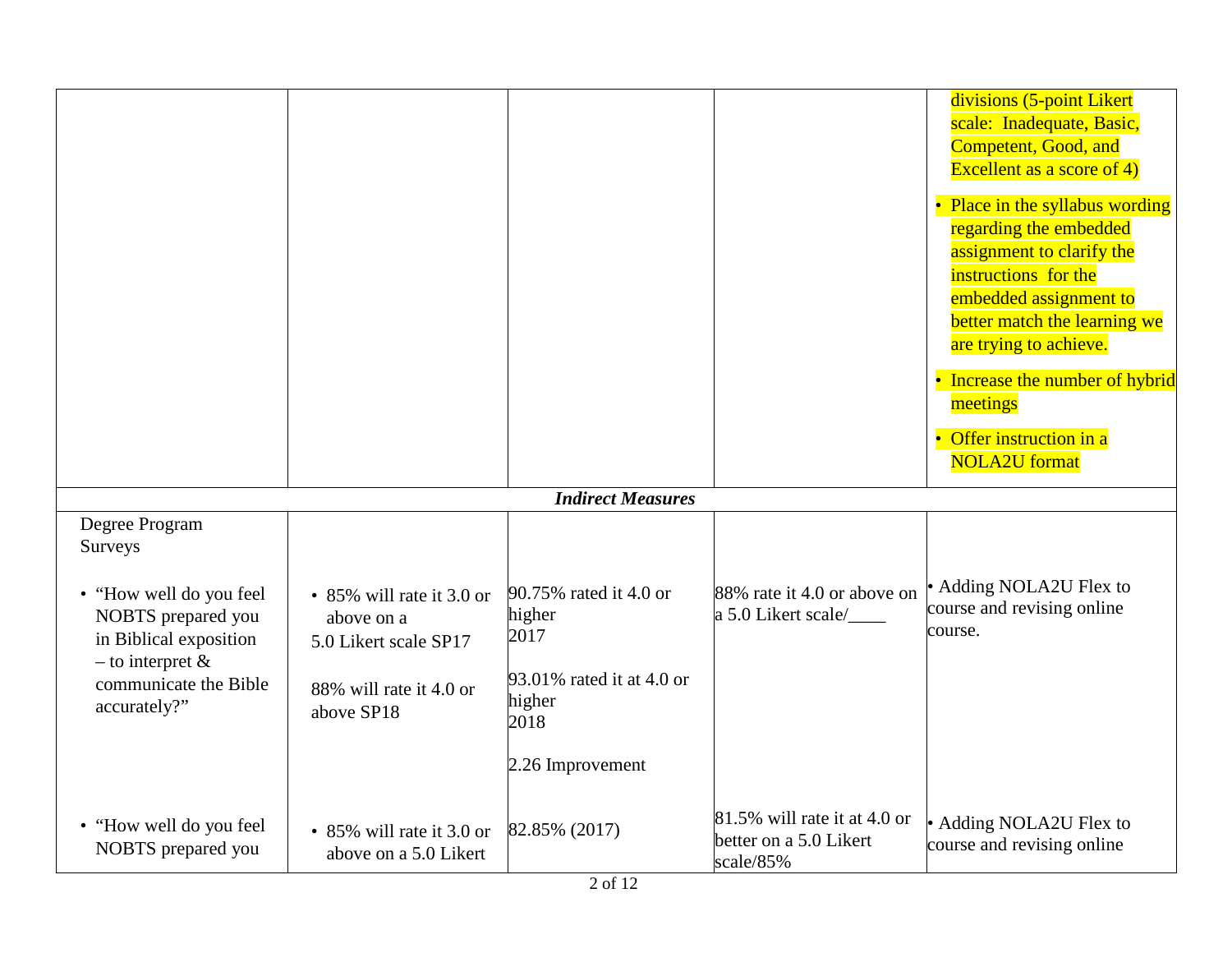| | | | | |
|---|---|---|---|---|
| | | | | divisions (5-point Likert scale: Inadequate, Basic, Competent, Good, and Excellent as a score of 4)<br>• Place in the syllabus wording regarding the embedded assignment to clarify the instructions for the embedded assignment to better match the learning we are trying to achieve.<br>• Increase the number of hybrid meetings<br>• Offer instruction in a NOLA2U format |
| | | ***Indirect Measures*** | | |
| Degree Program Surveys<br>• "How well do you feel NOBTS prepared you in Biblical exposition – to interpret & communicate the Bible accurately?" | • 85% will rate it 3.0 or above on a 5.0 Likert scale SP17<br>88% will rate it 4.0 or above SP18 | 90.75% rated it 4.0 or higher 2017<br>93.01% rated it at 4.0 or higher 2018<br>2.26 Improvement | 88% rate it 4.0 or above on a 5.0 Likert scale/____ | • Adding NOLA2U Flex to course and revising online course. |
| • "How well do you feel NOBTS prepared you | • 85% will rate it 3.0 or above on a 5.0 Likert | 82.85% (2017) | 81.5% will rate it at 4.0 or better on a 5.0 Likert scale/85% | • Adding NOLA2U Flex to course and revising online |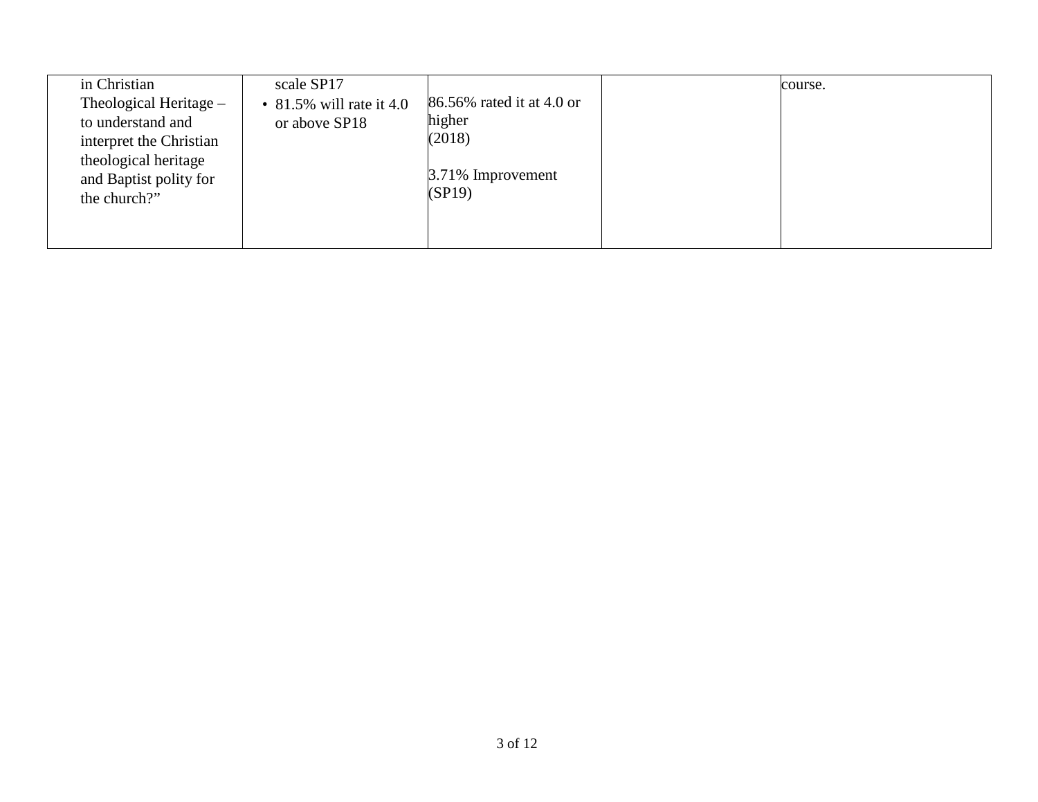| | | | | |
|---|---|---|---|---|
| in Christian Theological Heritage – to understand and interpret the Christian theological heritage and Baptist polity for the church?” | scale SP17<br>• 81.5% will rate it 4.0 or above SP18 | 86.56% rated it at 4.0 or higher (2018)<br><br>3.71% Improvement (SP19) | | course. |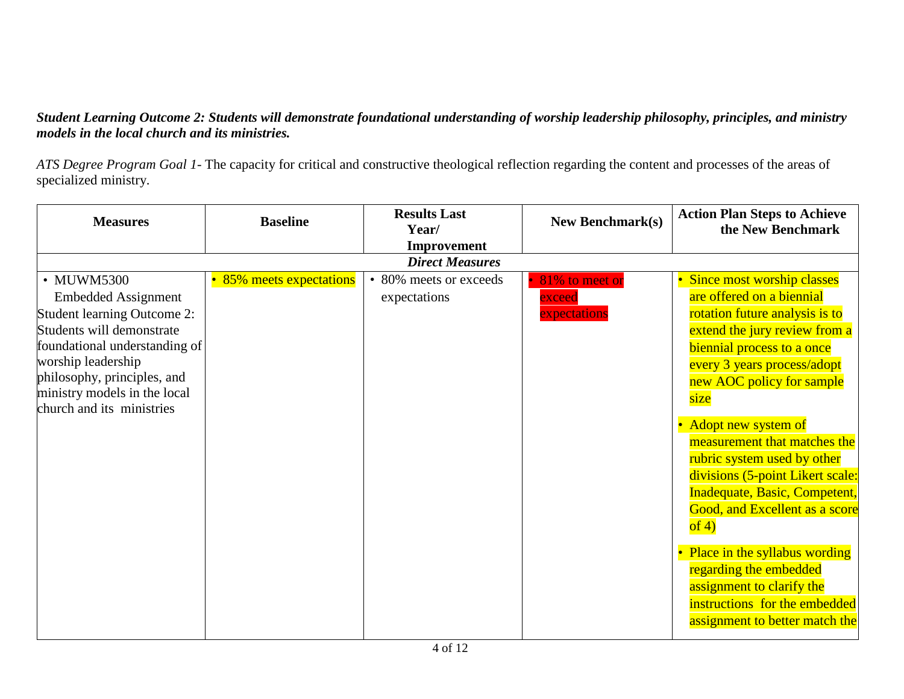***Student Learning Outcome 2: Students will demonstrate foundational understanding of worship leadership philosophy, principles, and ministry models in the local church and its ministries.***

*ATS Degree Program Goal 1*- The capacity for critical and constructive theological reflection regarding the content and processes of the areas of specialized ministry.

| **Measures** | **Baseline** | **Results Last Year/ Improvement** | **New Benchmark(s)** | **Action Plan Steps to Achieve the New Benchmark** |
|---|---|---|---|---|
| | | ***Direct Measures*** | | |
| • MUWM5300 Embedded Assignment Student learning Outcome 2: Students will demonstrate foundational understanding of worship leadership philosophy, principles, and ministry models in the local church and its ministries | • 85% meets expectations | • 80% meets or exceeds expectations | • 81% to meet or exceed expectations | • Since most worship classes are offered on a biennial rotation future analysis is to extend the jury review from a biennial process to a once every 3 years process/adopt new AOC policy for sample size<br>• Adopt new system of measurement that matches the rubric system used by other divisions (5-point Likert scale: Inadequate, Basic, Competent, Good, and Excellent as a score of 4)<br>• Place in the syllabus wording regarding the embedded assignment to clarify the instructions for the embedded assignment to better match the |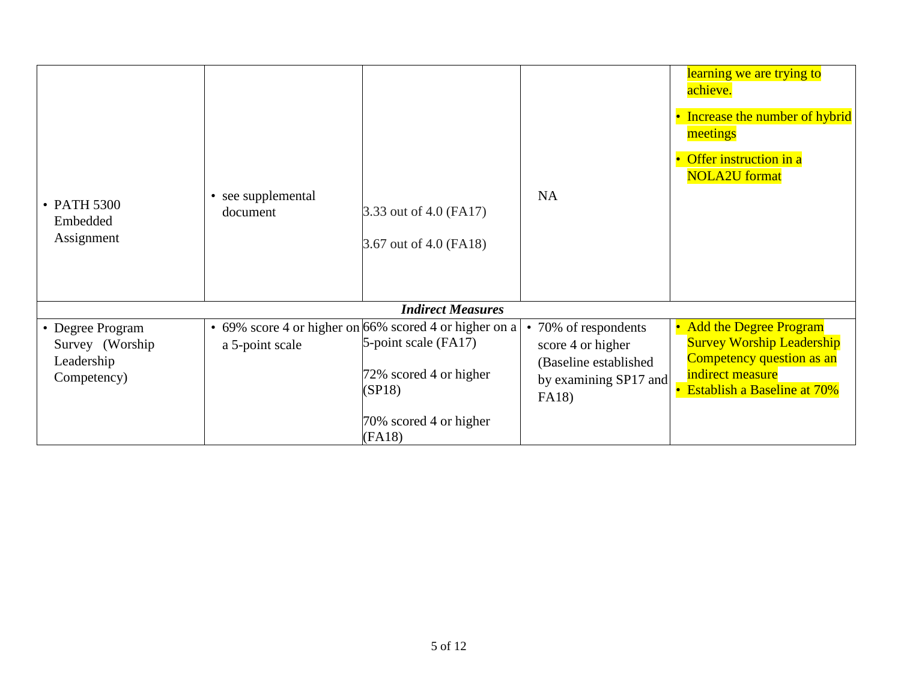|  |  |  |  |  |
|---|---|---|---|---|
| • PATH 5300 Embedded Assignment | • see supplemental document | 3.33 out of 4.0 (FA17)<br><br>3.67 out of 4.0 (FA18) | NA | learning we are trying to achieve.<br>• Increase the number of hybrid meetings<br>• Offer instruction in a NOLA2U format |
| ***Indirect Measures*** | | | | |
| • Degree Program Survey (Worship Leadership Competency) | • 69% score 4 or higher on a 5-point scale | 66% scored 4 or higher on a 5-point scale (FA17)<br><br>72% scored 4 or higher (SP18)<br><br>70% scored 4 or higher (FA18) | • 70% of respondents score 4 or higher (Baseline established by examining SP17 and FA18) | • Add the Degree Program Survey Worship Leadership Competency question as an indirect measure<br>• Establish a Baseline at 70% |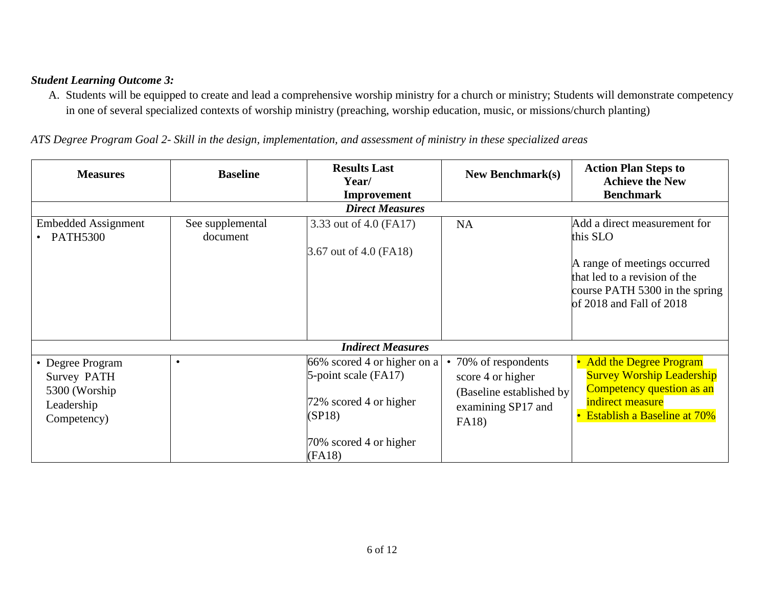***Student Learning Outcome 3:***

A. Students will be equipped to create and lead a comprehensive worship ministry for a church or ministry; Students will demonstrate competency in one of several specialized contexts of worship ministry (preaching, worship education, music, or missions/church planting)

*ATS Degree Program Goal 2- Skill in the design, implementation, and assessment of ministry in these specialized areas*

| **Measures** | **Baseline** | **Results Last Year/ Improvement** | **New Benchmark(s)** | **Action Plan Steps to Achieve the New Benchmark** |
|---|---|---|---|---|
| | | ***Direct Measures*** | | |
| Embedded Assignment<br>• PATH5300 | See supplemental document | 3.33 out of 4.0 (FA17)<br><br>3.67 out of 4.0 (FA18) | NA | Add a direct measurement for this SLO<br><br>A range of meetings occurred that led to a revision of the course PATH 5300 in the spring of 2018 and Fall of 2018 |
| | | ***Indirect Measures*** | | |
| • Degree Program Survey PATH 5300 (Worship Leadership Competency) | • | 66% scored 4 or higher on a 5-point scale (FA17)<br><br>72% scored 4 or higher (SP18)<br><br>70% scored 4 or higher (FA18) | • 70% of respondents score 4 or higher (Baseline established by examining SP17 and FA18) | • Add the Degree Program Survey Worship Leadership Competency question as an indirect measure<br>• Establish a Baseline at 70% |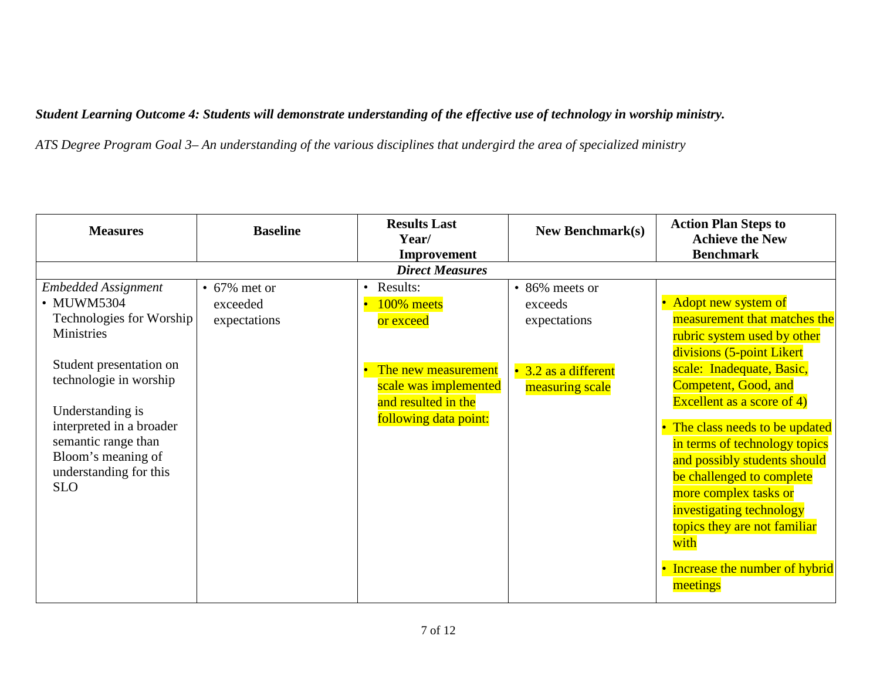***Student Learning Outcome 4: Students will demonstrate understanding of the effective use of technology in worship ministry.***

*ATS Degree Program Goal 3– An understanding of the various disciplines that undergird the area of specialized ministry*

| Measures | Baseline | Results Last Year/ Improvement | New Benchmark(s) | Action Plan Steps to Achieve the New Benchmark |
|---|---|---|---|---|
| ***Direct Measures*** | | | | |
| *Embedded Assignment*<br>• MUWM5304 Technologies for Worship Ministries<br><br>Student presentation on technologie in worship<br><br>Understanding is interpreted in a broader semantic range than Bloom's meaning of understanding for this SLO | • 67% met or exceeded expectations | • Results:<br>• 100% meets or exceed<br><br>• The new measurement scale was implemented and resulted in the following data point: | • 86% meets or exceeds expectations<br><br>• 3.2 as a different measuring scale | • Adopt new system of measurement that matches the rubric system used by other divisions (5-point Likert scale: Inadequate, Basic, Competent, Good, and Excellent as a score of 4)<br>• The class needs to be updated in terms of technology topics and possibly students should be challenged to complete more complex tasks or investigating technology topics they are not familiar with<br>• Increase the number of hybrid meetings |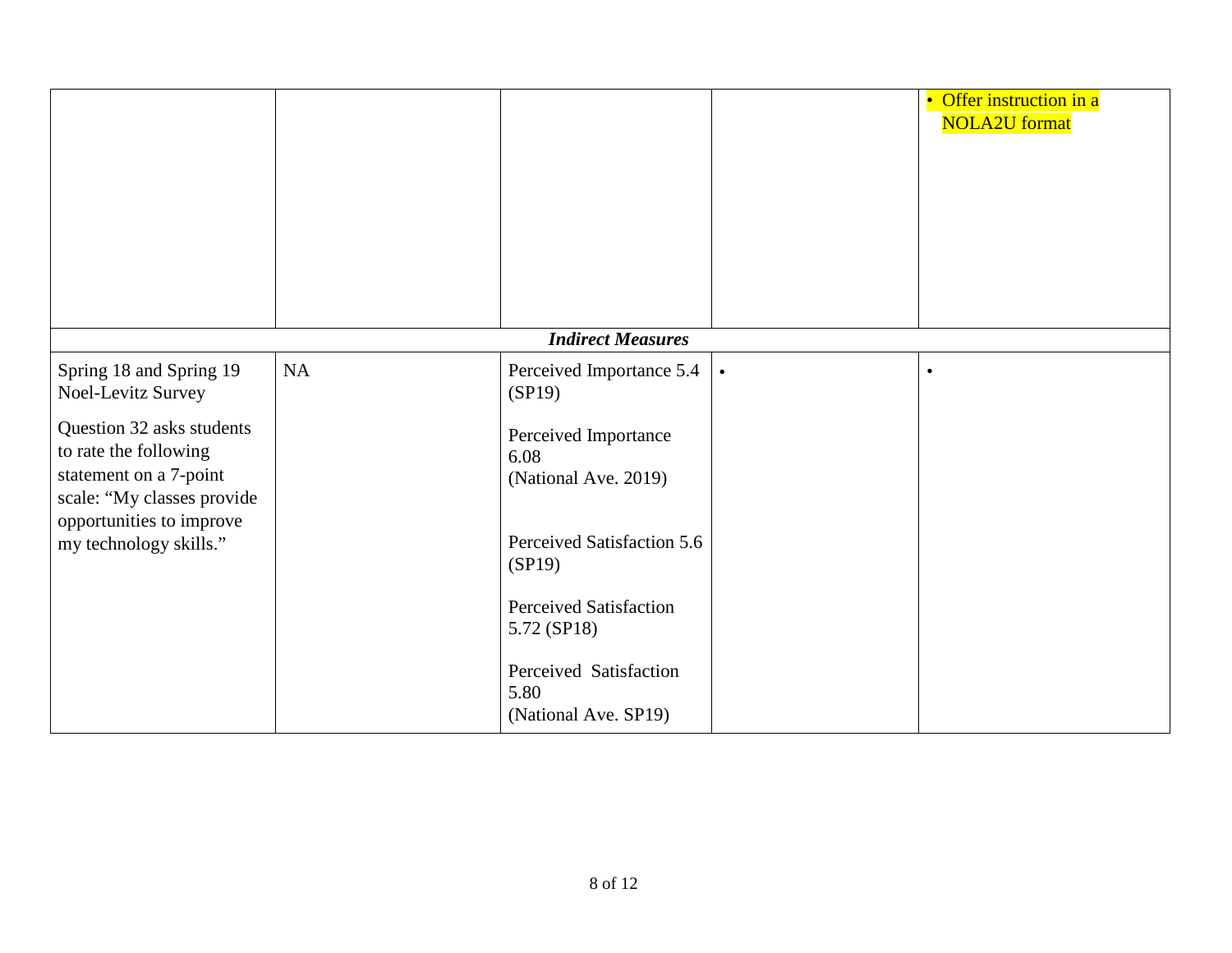| | | | | |
|---|---|---|---|---|
| | | | | • Offer instruction in a NOLA2U format |
| ***Indirect Measures*** | | | | |
| Spring 18 and Spring 19 Noel-Levitz Survey<br><br>Question 32 asks students to rate the following statement on a 7-point scale: "My classes provide opportunities to improve my technology skills." | NA | Perceived Importance 5.4 (SP19)<br><br>Perceived Importance 6.08 (National Ave. 2019)<br><br>Perceived Satisfaction 5.6 (SP19)<br><br>Perceived Satisfaction 5.72 (SP18)<br><br>Perceived Satisfaction 5.80 (National Ave. SP19) | • | • |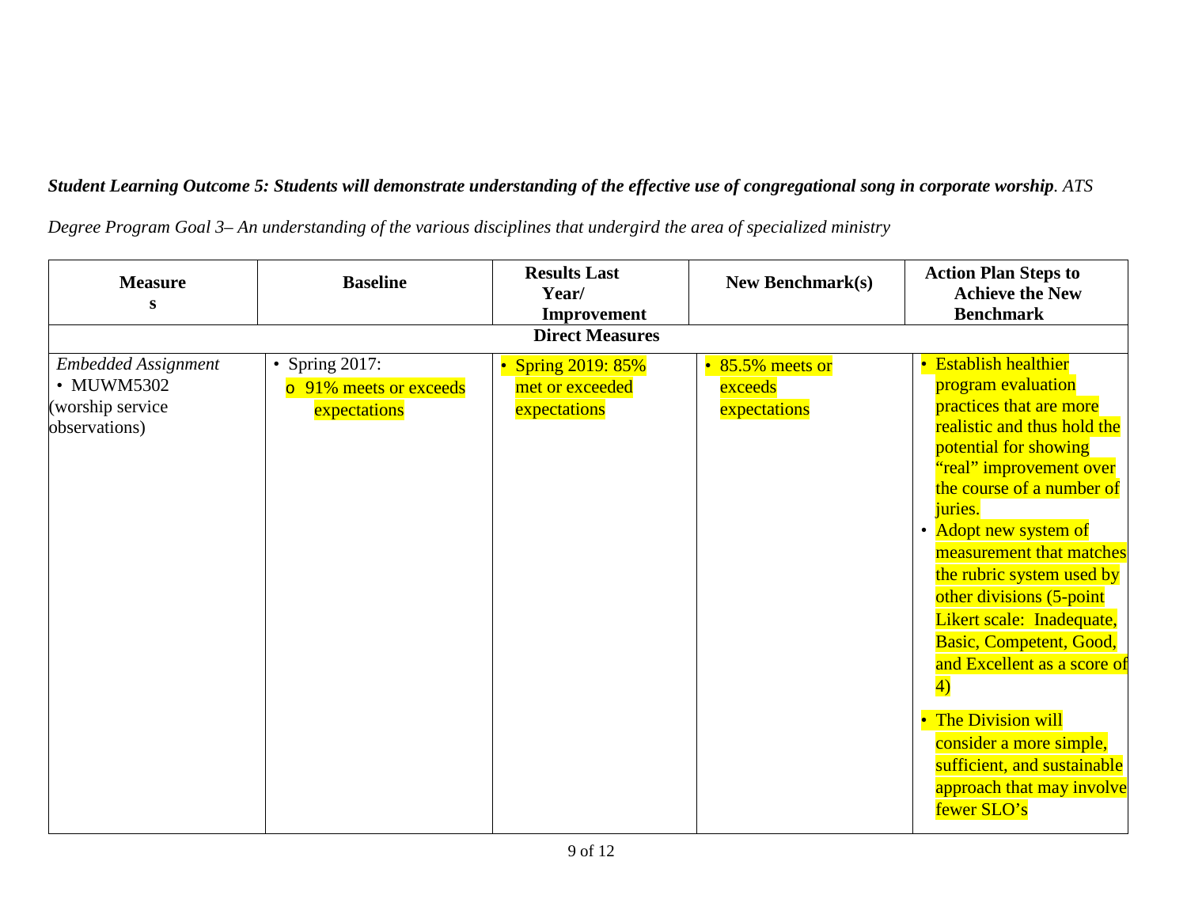***Student Learning Outcome 5: Students will demonstrate understanding of the effective use of congregational song in corporate worship**. ATS*

*Degree Program Goal 3– An understanding of the various disciplines that undergird the area of specialized ministry*

| Measures | Baseline | Results Last Year/ Improvement | New Benchmark(s) | Action Plan Steps to Achieve the New Benchmark |
|---|---|---|---|---|
| **Direct Measures** | | | | |
| *Embedded Assignment*<br>• MUWM5302 (worship service observations) | • Spring 2017:<br>o 91% meets or exceeds expectations | • Spring 2019: 85% met or exceeded expectations | • 85.5% meets or exceeds expectations | • Establish healthier program evaluation practices that are more realistic and thus hold the potential for showing "real" improvement over the course of a number of juries.<br>• Adopt new system of measurement that matches the rubric system used by other divisions (5-point Likert scale: Inadequate, Basic, Competent, Good, and Excellent as a score of 4)<br>• The Division will consider a more simple, sufficient, and sustainable approach that may involve fewer SLO's |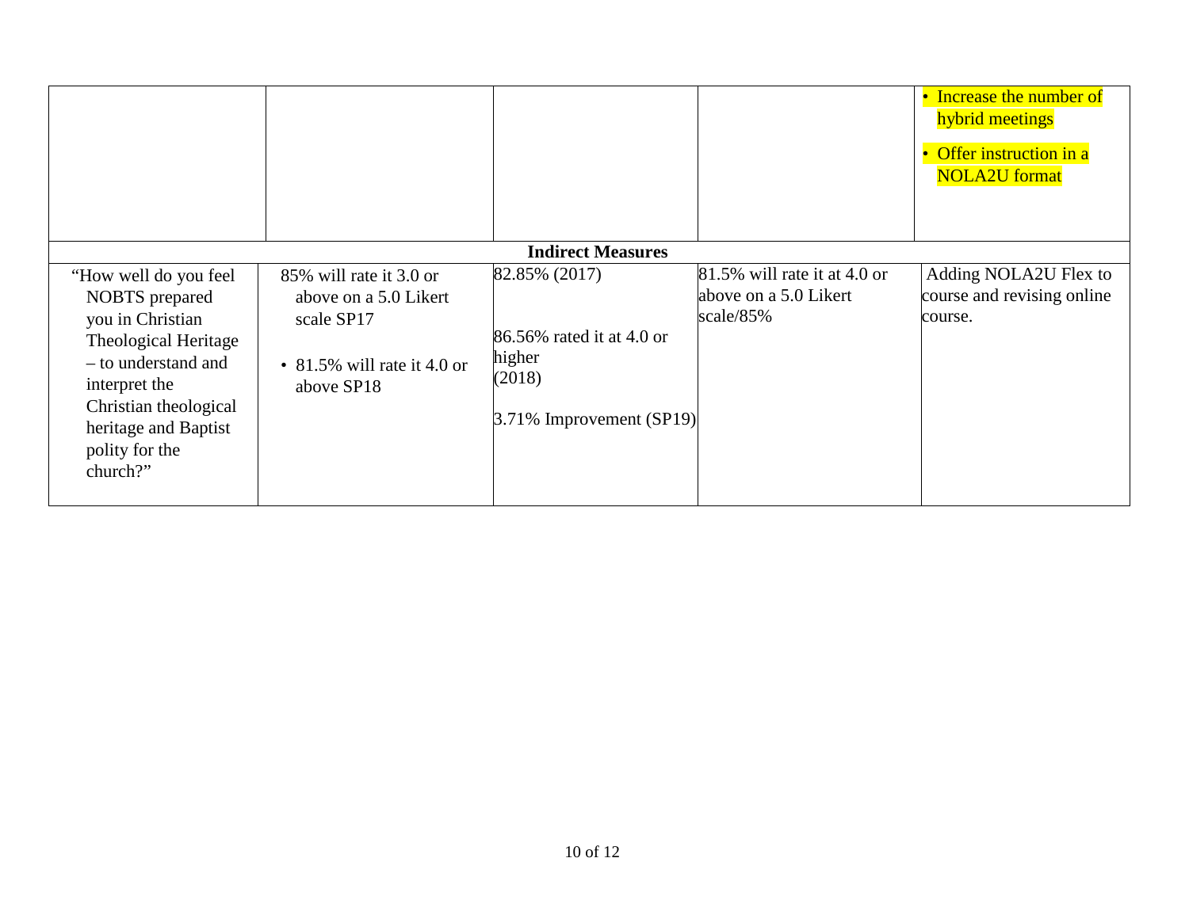| | | | | |
|---|---|---|---|---|
| | | | | • Increase the number of hybrid meetings<br>• Offer instruction in a NOLA2U format |
| **Indirect Measures** | | | | |
| "How well do you feel NOBTS prepared you in Christian Theological Heritage – to understand and interpret the Christian theological heritage and Baptist polity for the church?" | 85% will rate it 3.0 or above on a 5.0 Likert scale SP17<br>• 81.5% will rate it 4.0 or above SP18 | 82.85% (2017)<br><br>86.56% rated it at 4.0 or higher (2018)<br><br>3.71% Improvement (SP19) | 81.5% will rate it at 4.0 or above on a 5.0 Likert scale/85% | Adding NOLA2U Flex to course and revising online course. |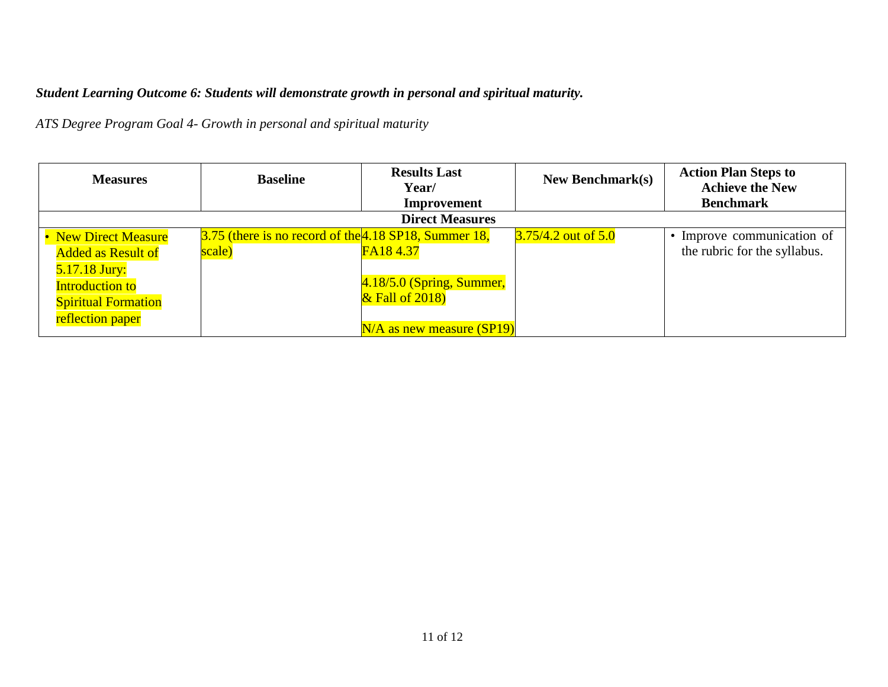***Student Learning Outcome 6: Students will demonstrate growth in personal and spiritual maturity.***

*ATS Degree Program Goal 4- Growth in personal and spiritual maturity*

| Measures | Baseline | Results Last Year/ Improvement | New Benchmark(s) | Action Plan Steps to Achieve the New Benchmark |
|---|---|---|---|---|
| **Direct Measures** | | | | |
| • New Direct Measure Added as Result of 5.17.18 Jury: Introduction to Spiritual Formation reflection paper | 3.75 (there is no record of the scale) | 4.18 SP18, Summer 18, FA18 4.37<br><br>4.18/5.0 (Spring, Summer, & Fall of 2018)<br><br>N/A as new measure (SP19) | 3.75/4.2 out of 5.0 | • Improve communication of the rubric for the syllabus. |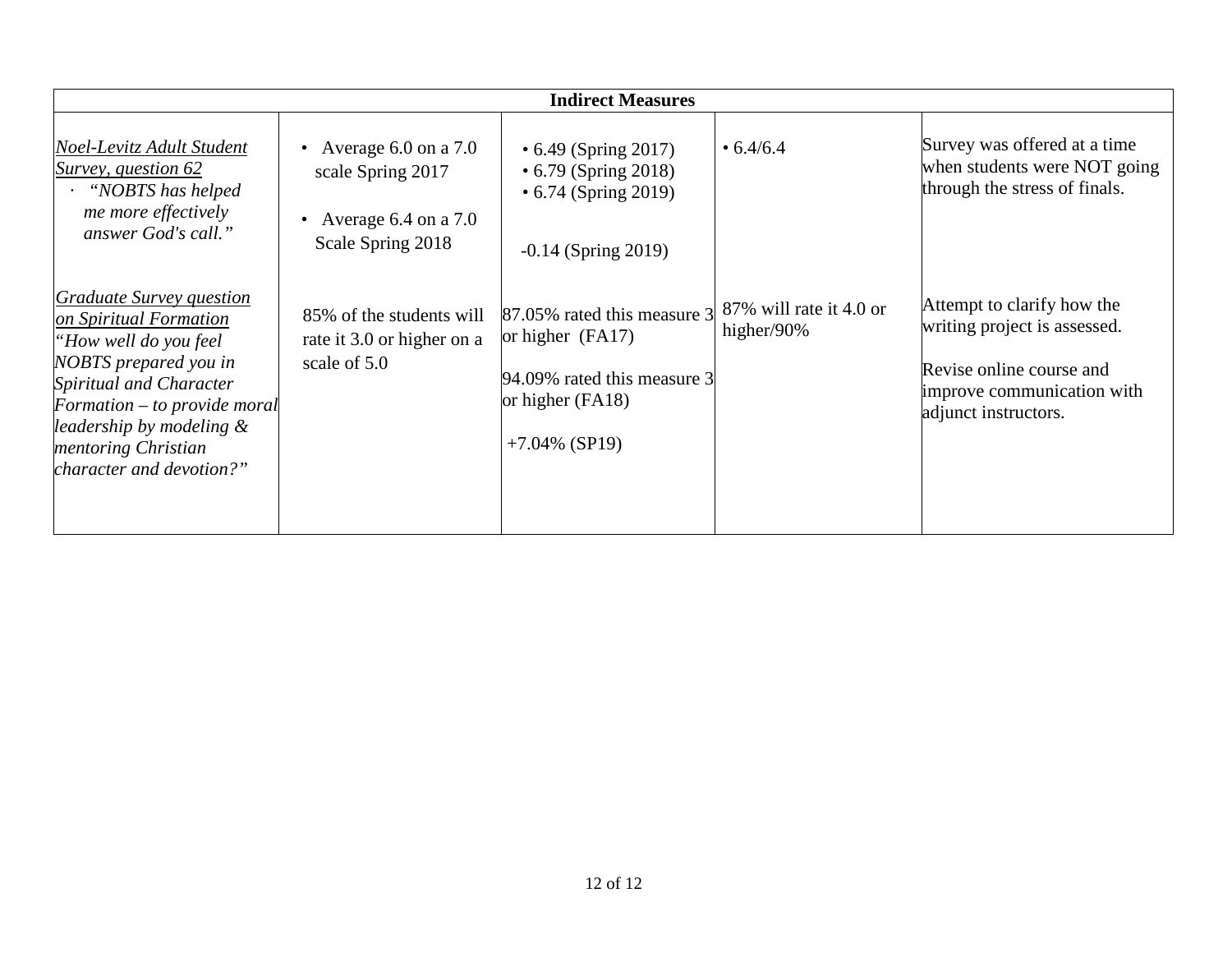| Indirect Measures | | | | |
|---|---|---|---|---|
| <u>*Noel-Levitz Adult Student Survey, question 62*</u><br>· *"NOBTS has helped me more effectively answer God's call."* | • Average 6.0 on a 7.0 scale Spring 2017<br><br>• Average 6.4 on a 7.0 Scale Spring 2018 | • 6.49 (Spring 2017)<br>• 6.79 (Spring 2018)<br>• 6.74 (Spring 2019)<br><br>-0.14 (Spring 2019) | • 6.4/6.4 | Survey was offered at a time when students were NOT going through the stress of finals. |
| <u>*Graduate Survey question on Spiritual Formation*</u><br>*"How well do you feel NOBTS prepared you in Spiritual and Character Formation – to provide moral leadership by modeling & mentoring Christian character and devotion?"* | 85% of the students will rate it 3.0 or higher on a scale of 5.0 | 87.05% rated this measure 3 or higher (FA17)<br><br>94.09% rated this measure 3 or higher (FA18)<br><br>+7.04% (SP19) | 87% will rate it 4.0 or higher/90% | Attempt to clarify how the writing project is assessed.<br><br>Revise online course and improve communication with adjunct instructors. |